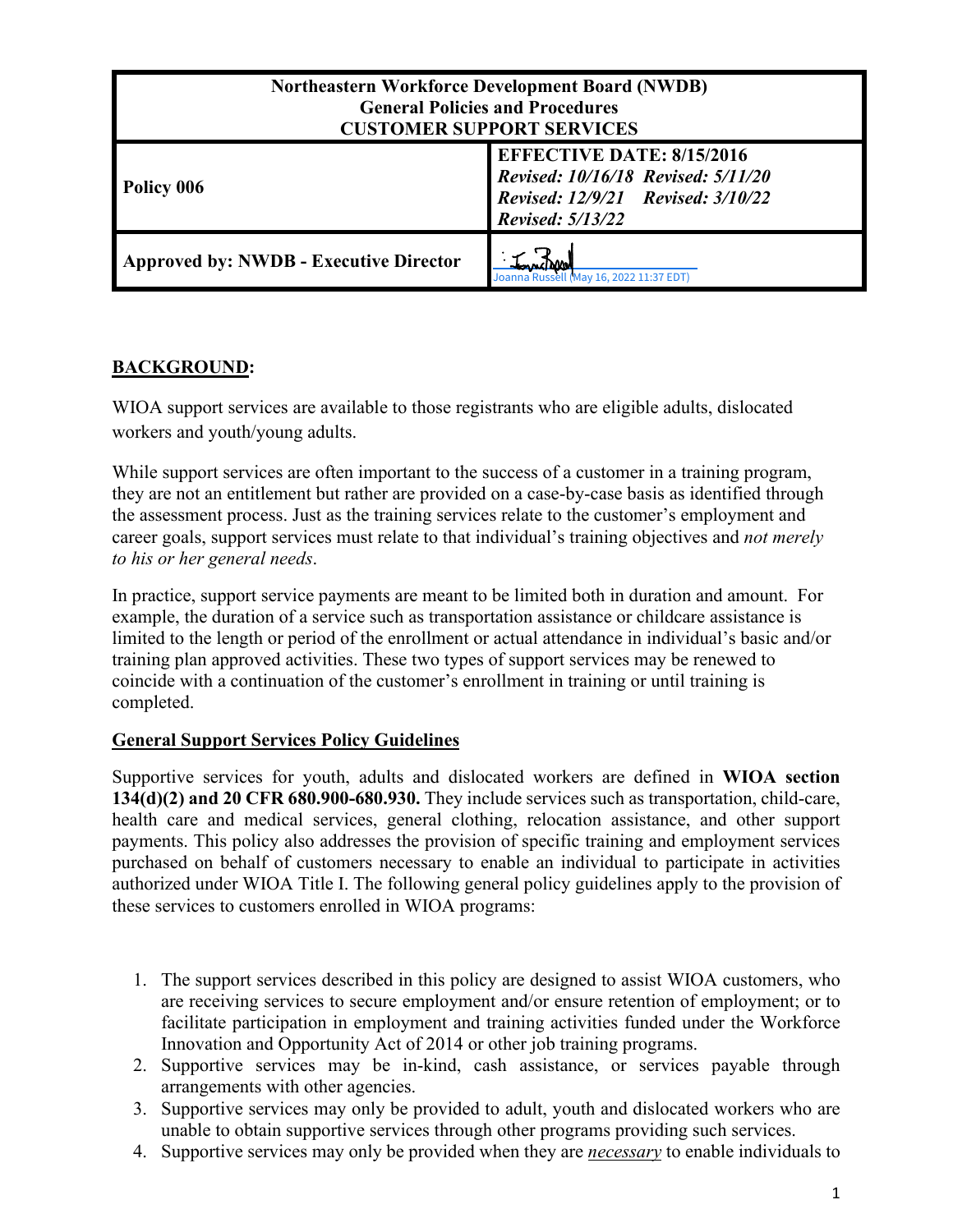| Northeastern Workforce Development Board (NWDB) General Policies and Procedures CUSTOMER SUPPORT SERVICES | |
|---|---|
| **Policy 006** | **EFFECTIVE DATE: 8/15/2016** ***Revised: 10/16/18 Revised: 5/11/20 Revised: 12/9/21 Revised: 3/10/22 Revised: 5/13/22*** |
| **Approved by: NWDB - Executive Director** | Joanna Russell (May 16, 2022 11:37 EDT) |

## **BACKGROUND:**

WIOA support services are available to those registrants who are eligible adults, dislocated workers and youth/young adults.

While support services are often important to the success of a customer in a training program, they are not an entitlement but rather are provided on a case-by-case basis as identified through the assessment process. Just as the training services relate to the customer's employment and career goals, support services must relate to that individual's training objectives and *not merely to his or her general needs*.

In practice, support service payments are meant to be limited both in duration and amount. For example, the duration of a service such as transportation assistance or childcare assistance is limited to the length or period of the enrollment or actual attendance in individual's basic and/or training plan approved activities. These two types of support services may be renewed to coincide with a continuation of the customer's enrollment in training or until training is completed.

### **General Support Services Policy Guidelines**

Supportive services for youth, adults and dislocated workers are defined in **WIOA section 134(d)(2) and 20 CFR 680.900-680.930.** They include services such as transportation, child-care, health care and medical services, general clothing, relocation assistance, and other support payments. This policy also addresses the provision of specific training and employment services purchased on behalf of customers necessary to enable an individual to participate in activities authorized under WIOA Title I. The following general policy guidelines apply to the provision of these services to customers enrolled in WIOA programs:

1. The support services described in this policy are designed to assist WIOA customers, who are receiving services to secure employment and/or ensure retention of employment; or to facilitate participation in employment and training activities funded under the Workforce Innovation and Opportunity Act of 2014 or other job training programs.
2. Supportive services may be in-kind, cash assistance, or services payable through arrangements with other agencies.
3. Supportive services may only be provided to adult, youth and dislocated workers who are unable to obtain supportive services through other programs providing such services.
4. Supportive services may only be provided when they are ***necessary*** to enable individuals to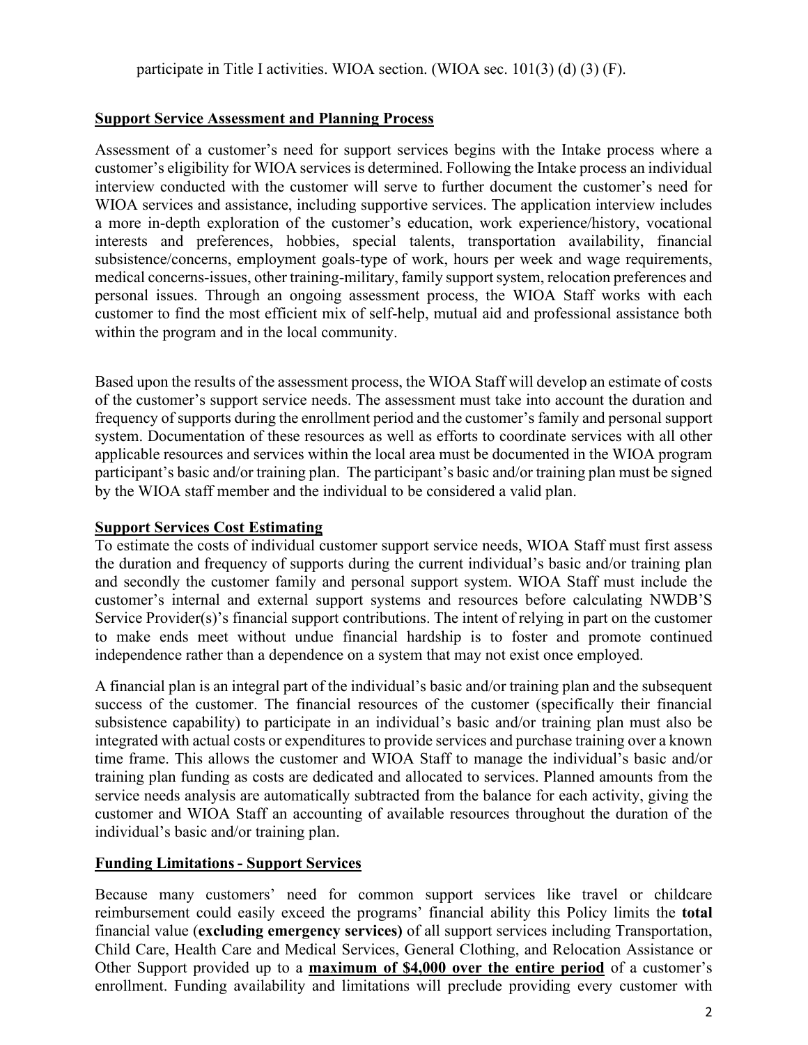participate in Title I activities. WIOA section. (WIOA sec. 101(3) (d) (3) (F).

## Support Service Assessment and Planning Process

Assessment of a customer's need for support services begins with the Intake process where a customer's eligibility for WIOA services is determined. Following the Intake process an individual interview conducted with the customer will serve to further document the customer's need for WIOA services and assistance, including supportive services. The application interview includes a more in-depth exploration of the customer's education, work experience/history, vocational interests and preferences, hobbies, special talents, transportation availability, financial subsistence/concerns, employment goals-type of work, hours per week and wage requirements, medical concerns-issues, other training-military, family support system, relocation preferences and personal issues. Through an ongoing assessment process, the WIOA Staff works with each customer to find the most efficient mix of self-help, mutual aid and professional assistance both within the program and in the local community.

Based upon the results of the assessment process, the WIOA Staff will develop an estimate of costs of the customer's support service needs. The assessment must take into account the duration and frequency of supports during the enrollment period and the customer's family and personal support system. Documentation of these resources as well as efforts to coordinate services with all other applicable resources and services within the local area must be documented in the WIOA program participant's basic and/or training plan. The participant's basic and/or training plan must be signed by the WIOA staff member and the individual to be considered a valid plan.

## Support Services Cost Estimating

To estimate the costs of individual customer support service needs, WIOA Staff must first assess the duration and frequency of supports during the current individual's basic and/or training plan and secondly the customer family and personal support system. WIOA Staff must include the customer's internal and external support systems and resources before calculating NWDB'S Service Provider(s)'s financial support contributions. The intent of relying in part on the customer to make ends meet without undue financial hardship is to foster and promote continued independence rather than a dependence on a system that may not exist once employed.

A financial plan is an integral part of the individual's basic and/or training plan and the subsequent success of the customer. The financial resources of the customer (specifically their financial subsistence capability) to participate in an individual's basic and/or training plan must also be integrated with actual costs or expenditures to provide services and purchase training over a known time frame. This allows the customer and WIOA Staff to manage the individual's basic and/or training plan funding as costs are dedicated and allocated to services. Planned amounts from the service needs analysis are automatically subtracted from the balance for each activity, giving the customer and WIOA Staff an accounting of available resources throughout the duration of the individual's basic and/or training plan.

## Funding Limitations - Support Services

Because many customers' need for common support services like travel or childcare reimbursement could easily exceed the programs' financial ability this Policy limits the **total** financial value (**excluding emergency services)** of all support services including Transportation, Child Care, Health Care and Medical Services, General Clothing, and Relocation Assistance or Other Support provided up to a **maximum of $4,000 over the entire period** of a customer's enrollment. Funding availability and limitations will preclude providing every customer with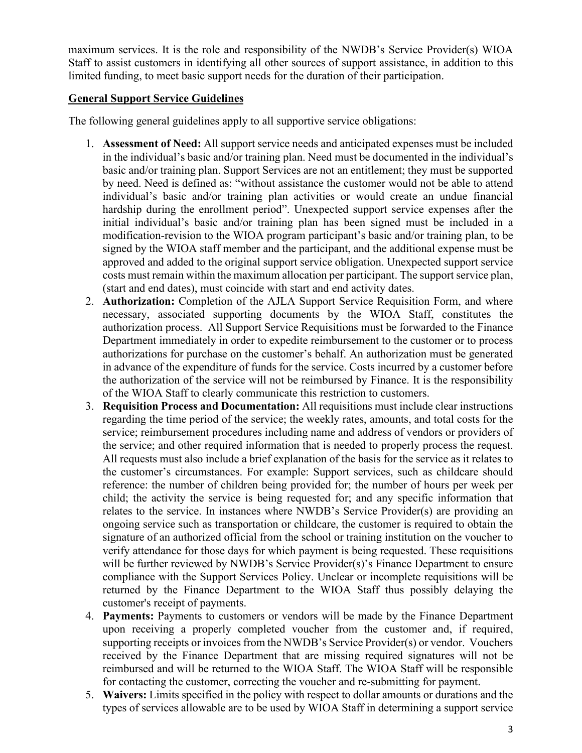maximum services. It is the role and responsibility of the NWDB's Service Provider(s) WIOA Staff to assist customers in identifying all other sources of support assistance, in addition to this limited funding, to meet basic support needs for the duration of their participation.

## General Support Service Guidelines

The following general guidelines apply to all supportive service obligations:

1. **Assessment of Need:** All support service needs and anticipated expenses must be included in the individual's basic and/or training plan. Need must be documented in the individual's basic and/or training plan. Support Services are not an entitlement; they must be supported by need. Need is defined as: "without assistance the customer would not be able to attend individual's basic and/or training plan activities or would create an undue financial hardship during the enrollment period". Unexpected support service expenses after the initial individual's basic and/or training plan has been signed must be included in a modification-revision to the WIOA program participant's basic and/or training plan, to be signed by the WIOA staff member and the participant, and the additional expense must be approved and added to the original support service obligation. Unexpected support service costs must remain within the maximum allocation per participant. The support service plan, (start and end dates), must coincide with start and end activity dates.
2. **Authorization:** Completion of the AJLA Support Service Requisition Form, and where necessary, associated supporting documents by the WIOA Staff, constitutes the authorization process. All Support Service Requisitions must be forwarded to the Finance Department immediately in order to expedite reimbursement to the customer or to process authorizations for purchase on the customer's behalf. An authorization must be generated in advance of the expenditure of funds for the service. Costs incurred by a customer before the authorization of the service will not be reimbursed by Finance. It is the responsibility of the WIOA Staff to clearly communicate this restriction to customers.
3. **Requisition Process and Documentation:** All requisitions must include clear instructions regarding the time period of the service; the weekly rates, amounts, and total costs for the service; reimbursement procedures including name and address of vendors or providers of the service; and other required information that is needed to properly process the request. All requests must also include a brief explanation of the basis for the service as it relates to the customer's circumstances. For example: Support services, such as childcare should reference: the number of children being provided for; the number of hours per week per child; the activity the service is being requested for; and any specific information that relates to the service. In instances where NWDB's Service Provider(s) are providing an ongoing service such as transportation or childcare, the customer is required to obtain the signature of an authorized official from the school or training institution on the voucher to verify attendance for those days for which payment is being requested. These requisitions will be further reviewed by NWDB's Service Provider(s)'s Finance Department to ensure compliance with the Support Services Policy. Unclear or incomplete requisitions will be returned by the Finance Department to the WIOA Staff thus possibly delaying the customer's receipt of payments.
4. **Payments:** Payments to customers or vendors will be made by the Finance Department upon receiving a properly completed voucher from the customer and, if required, supporting receipts or invoices from the NWDB's Service Provider(s) or vendor. Vouchers received by the Finance Department that are missing required signatures will not be reimbursed and will be returned to the WIOA Staff. The WIOA Staff will be responsible for contacting the customer, correcting the voucher and re-submitting for payment.
5. **Waivers:** Limits specified in the policy with respect to dollar amounts or durations and the types of services allowable are to be used by WIOA Staff in determining a support service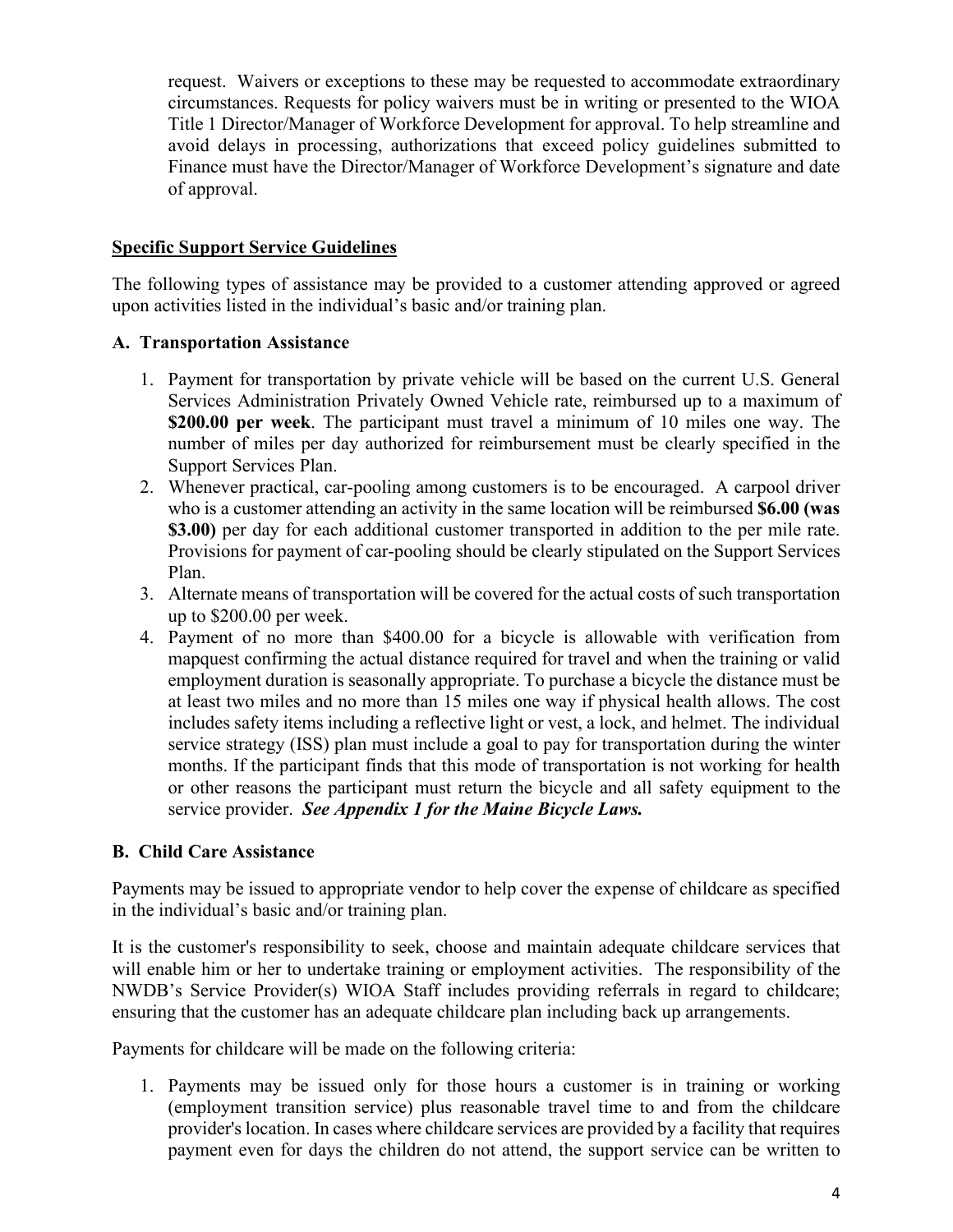request. Waivers or exceptions to these may be requested to accommodate extraordinary circumstances. Requests for policy waivers must be in writing or presented to the WIOA Title 1 Director/Manager of Workforce Development for approval. To help streamline and avoid delays in processing, authorizations that exceed policy guidelines submitted to Finance must have the Director/Manager of Workforce Development's signature and date of approval.

## Specific Support Service Guidelines

The following types of assistance may be provided to a customer attending approved or agreed upon activities listed in the individual's basic and/or training plan.

### A. Transportation Assistance

1. Payment for transportation by private vehicle will be based on the current U.S. General Services Administration Privately Owned Vehicle rate, reimbursed up to a maximum of **$200.00 per week**. The participant must travel a minimum of 10 miles one way. The number of miles per day authorized for reimbursement must be clearly specified in the Support Services Plan.
2. Whenever practical, car-pooling among customers is to be encouraged. A carpool driver who is a customer attending an activity in the same location will be reimbursed **$6.00 (was $3.00)** per day for each additional customer transported in addition to the per mile rate. Provisions for payment of car-pooling should be clearly stipulated on the Support Services Plan.
3. Alternate means of transportation will be covered for the actual costs of such transportation up to $200.00 per week.
4. Payment of no more than $400.00 for a bicycle is allowable with verification from mapquest confirming the actual distance required for travel and when the training or valid employment duration is seasonally appropriate. To purchase a bicycle the distance must be at least two miles and no more than 15 miles one way if physical health allows. The cost includes safety items including a reflective light or vest, a lock, and helmet. The individual service strategy (ISS) plan must include a goal to pay for transportation during the winter months. If the participant finds that this mode of transportation is not working for health or other reasons the participant must return the bicycle and all safety equipment to the service provider. ***See Appendix 1 for the Maine Bicycle Laws.***

### B. Child Care Assistance

Payments may be issued to appropriate vendor to help cover the expense of childcare as specified in the individual's basic and/or training plan.

It is the customer's responsibility to seek, choose and maintain adequate childcare services that will enable him or her to undertake training or employment activities. The responsibility of the NWDB's Service Provider(s) WIOA Staff includes providing referrals in regard to childcare; ensuring that the customer has an adequate childcare plan including back up arrangements.

Payments for childcare will be made on the following criteria:

1. Payments may be issued only for those hours a customer is in training or working (employment transition service) plus reasonable travel time to and from the childcare provider's location. In cases where childcare services are provided by a facility that requires payment even for days the children do not attend, the support service can be written to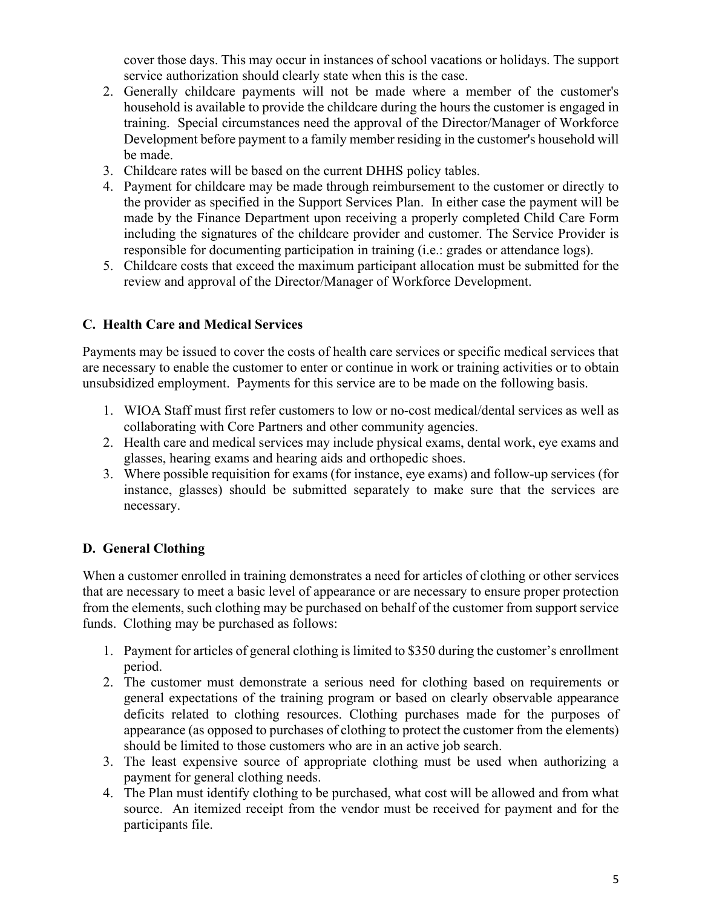cover those days. This may occur in instances of school vacations or holidays. The support service authorization should clearly state when this is the case.

2. Generally childcare payments will not be made where a member of the customer's household is available to provide the childcare during the hours the customer is engaged in training. Special circumstances need the approval of the Director/Manager of Workforce Development before payment to a family member residing in the customer's household will be made.
3. Childcare rates will be based on the current DHHS policy tables.
4. Payment for childcare may be made through reimbursement to the customer or directly to the provider as specified in the Support Services Plan. In either case the payment will be made by the Finance Department upon receiving a properly completed Child Care Form including the signatures of the childcare provider and customer. The Service Provider is responsible for documenting participation in training (i.e.: grades or attendance logs).
5. Childcare costs that exceed the maximum participant allocation must be submitted for the review and approval of the Director/Manager of Workforce Development.

### C. Health Care and Medical Services

Payments may be issued to cover the costs of health care services or specific medical services that are necessary to enable the customer to enter or continue in work or training activities or to obtain unsubsidized employment. Payments for this service are to be made on the following basis.

1. WIOA Staff must first refer customers to low or no-cost medical/dental services as well as collaborating with Core Partners and other community agencies.
2. Health care and medical services may include physical exams, dental work, eye exams and glasses, hearing exams and hearing aids and orthopedic shoes.
3. Where possible requisition for exams (for instance, eye exams) and follow-up services (for instance, glasses) should be submitted separately to make sure that the services are necessary.

### D. General Clothing

When a customer enrolled in training demonstrates a need for articles of clothing or other services that are necessary to meet a basic level of appearance or are necessary to ensure proper protection from the elements, such clothing may be purchased on behalf of the customer from support service funds. Clothing may be purchased as follows:

1. Payment for articles of general clothing is limited to $350 during the customer's enrollment period.
2. The customer must demonstrate a serious need for clothing based on requirements or general expectations of the training program or based on clearly observable appearance deficits related to clothing resources. Clothing purchases made for the purposes of appearance (as opposed to purchases of clothing to protect the customer from the elements) should be limited to those customers who are in an active job search.
3. The least expensive source of appropriate clothing must be used when authorizing a payment for general clothing needs.
4. The Plan must identify clothing to be purchased, what cost will be allowed and from what source. An itemized receipt from the vendor must be received for payment and for the participants file.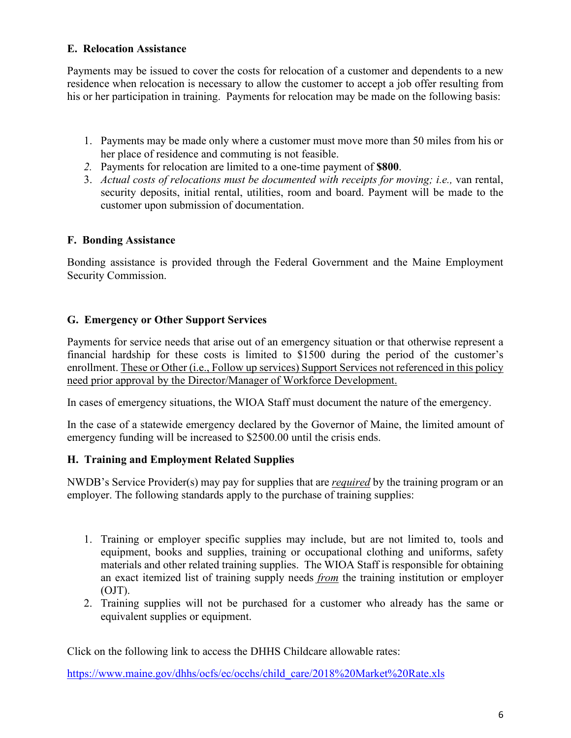### E. Relocation Assistance

Payments may be issued to cover the costs for relocation of a customer and dependents to a new residence when relocation is necessary to allow the customer to accept a job offer resulting from his or her participation in training. Payments for relocation may be made on the following basis:

1. Payments may be made only where a customer must move more than 50 miles from his or her place of residence and commuting is not feasible.
2. Payments for relocation are limited to a one-time payment of **$800**.
3. *Actual costs of relocations must be documented with receipts for moving; i.e.,* van rental, security deposits, initial rental, utilities, room and board. Payment will be made to the customer upon submission of documentation.

### F. Bonding Assistance

Bonding assistance is provided through the Federal Government and the Maine Employment Security Commission.

### G. Emergency or Other Support Services

Payments for service needs that arise out of an emergency situation or that otherwise represent a financial hardship for these costs is limited to $1500 during the period of the customer's enrollment. <u>These or Other (i.e., Follow up services) Support Services not referenced in this policy need prior approval by the Director/Manager of Workforce Development.</u>

In cases of emergency situations, the WIOA Staff must document the nature of the emergency.

In the case of a statewide emergency declared by the Governor of Maine, the limited amount of emergency funding will be increased to $2500.00 until the crisis ends.

### H. Training and Employment Related Supplies

NWDB's Service Provider(s) may pay for supplies that are <u>*required*</u> by the training program or an employer. The following standards apply to the purchase of training supplies:

1. Training or employer specific supplies may include, but are not limited to, tools and equipment, books and supplies, training or occupational clothing and uniforms, safety materials and other related training supplies. The WIOA Staff is responsible for obtaining an exact itemized list of training supply needs <u>*from*</u> the training institution or employer (OJT).
2. Training supplies will not be purchased for a customer who already has the same or equivalent supplies or equipment.

Click on the following link to access the DHHS Childcare allowable rates:

https://www.maine.gov/dhhs/ocfs/ec/occhs/child_care/2018%20Market%20Rate.xls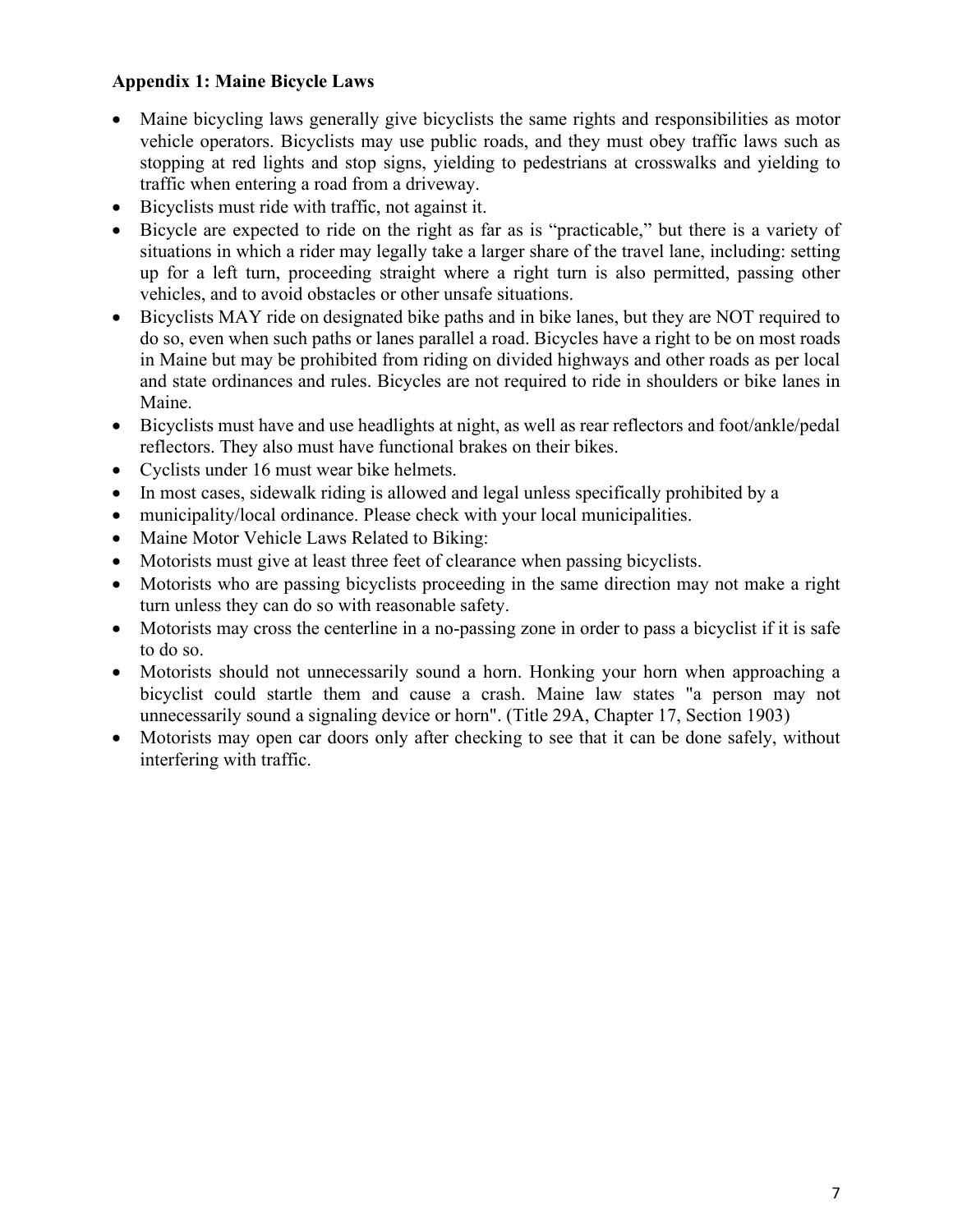### Appendix 1: Maine Bicycle Laws

- Maine bicycling laws generally give bicyclists the same rights and responsibilities as motor vehicle operators. Bicyclists may use public roads, and they must obey traffic laws such as stopping at red lights and stop signs, yielding to pedestrians at crosswalks and yielding to traffic when entering a road from a driveway.
- Bicyclists must ride with traffic, not against it.
- Bicycle are expected to ride on the right as far as is "practicable," but there is a variety of situations in which a rider may legally take a larger share of the travel lane, including: setting up for a left turn, proceeding straight where a right turn is also permitted, passing other vehicles, and to avoid obstacles or other unsafe situations.
- Bicyclists MAY ride on designated bike paths and in bike lanes, but they are NOT required to do so, even when such paths or lanes parallel a road. Bicycles have a right to be on most roads in Maine but may be prohibited from riding on divided highways and other roads as per local and state ordinances and rules. Bicycles are not required to ride in shoulders or bike lanes in Maine.
- Bicyclists must have and use headlights at night, as well as rear reflectors and foot/ankle/pedal reflectors. They also must have functional brakes on their bikes.
- Cyclists under 16 must wear bike helmets.
- In most cases, sidewalk riding is allowed and legal unless specifically prohibited by a
- municipality/local ordinance. Please check with your local municipalities.
- Maine Motor Vehicle Laws Related to Biking:
- Motorists must give at least three feet of clearance when passing bicyclists.
- Motorists who are passing bicyclists proceeding in the same direction may not make a right turn unless they can do so with reasonable safety.
- Motorists may cross the centerline in a no-passing zone in order to pass a bicyclist if it is safe to do so.
- Motorists should not unnecessarily sound a horn. Honking your horn when approaching a bicyclist could startle them and cause a crash. Maine law states "a person may not unnecessarily sound a signaling device or horn". (Title 29A, Chapter 17, Section 1903)
- Motorists may open car doors only after checking to see that it can be done safely, without interfering with traffic.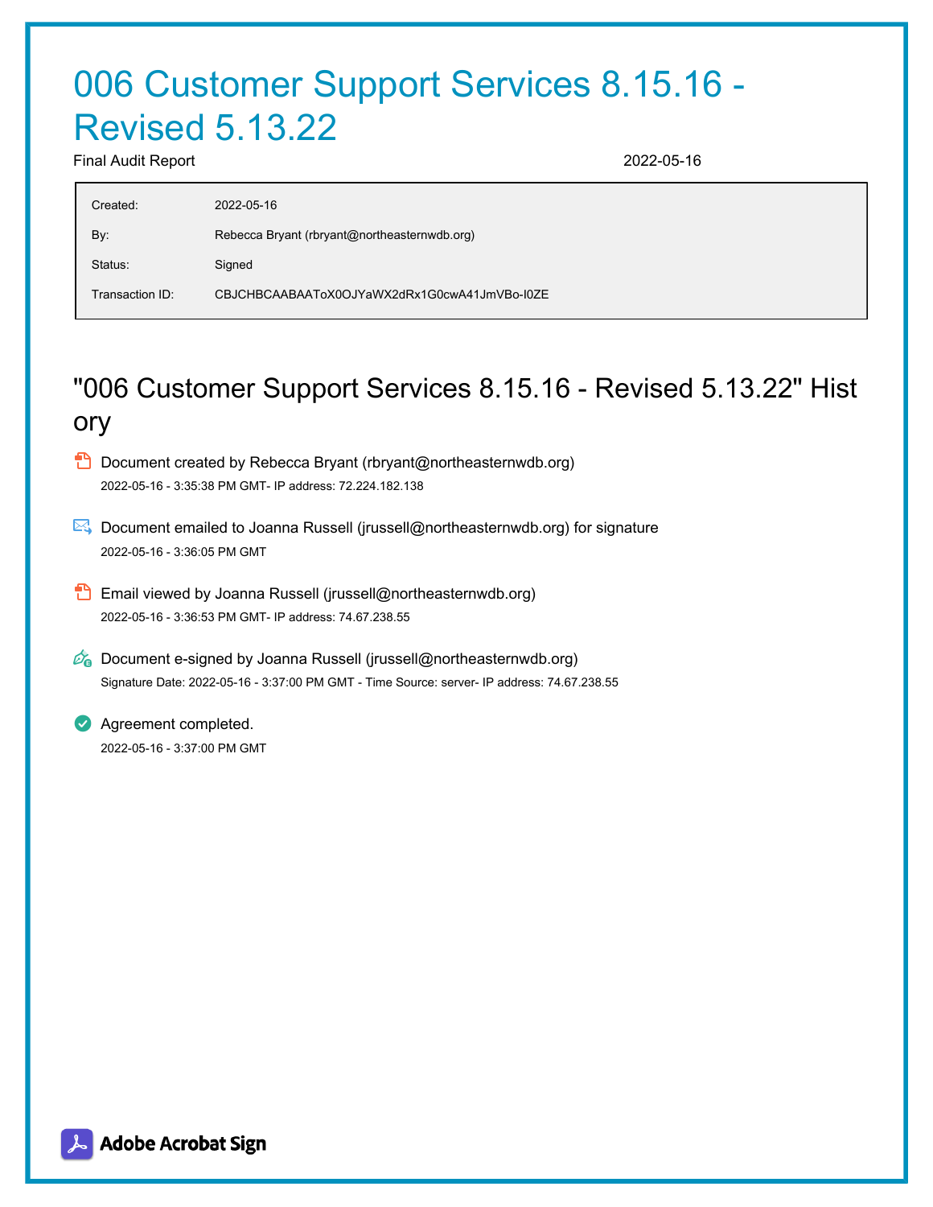# 006 Customer Support Services 8.15.16 - Revised 5.13.22

Final Audit Report 2022-05-16

| | |
|---|---|
| Created: | 2022-05-16 |
| By: | Rebecca Bryant (rbryant@northeasternwdb.org) |
| Status: | Signed |
| Transaction ID: | CBJCHBCAABAAToX0OJYaWX2dRx1G0cwA41JmVBo-I0ZE |

## "006 Customer Support Services 8.15.16 - Revised 5.13.22" History

- Document created by Rebecca Bryant (rbryant@northeasternwdb.org)
  2022-05-16 - 3:35:38 PM GMT- IP address: 72.224.182.138

- Document emailed to Joanna Russell (jrussell@northeasternwdb.org) for signature
  2022-05-16 - 3:36:05 PM GMT

- Email viewed by Joanna Russell (jrussell@northeasternwdb.org)
  2022-05-16 - 3:36:53 PM GMT- IP address: 74.67.238.55

- Document e-signed by Joanna Russell (jrussell@northeasternwdb.org)
  Signature Date: 2022-05-16 - 3:37:00 PM GMT - Time Source: server- IP address: 74.67.238.55

- Agreement completed.
  2022-05-16 - 3:37:00 PM GMT

Adobe Acrobat Sign